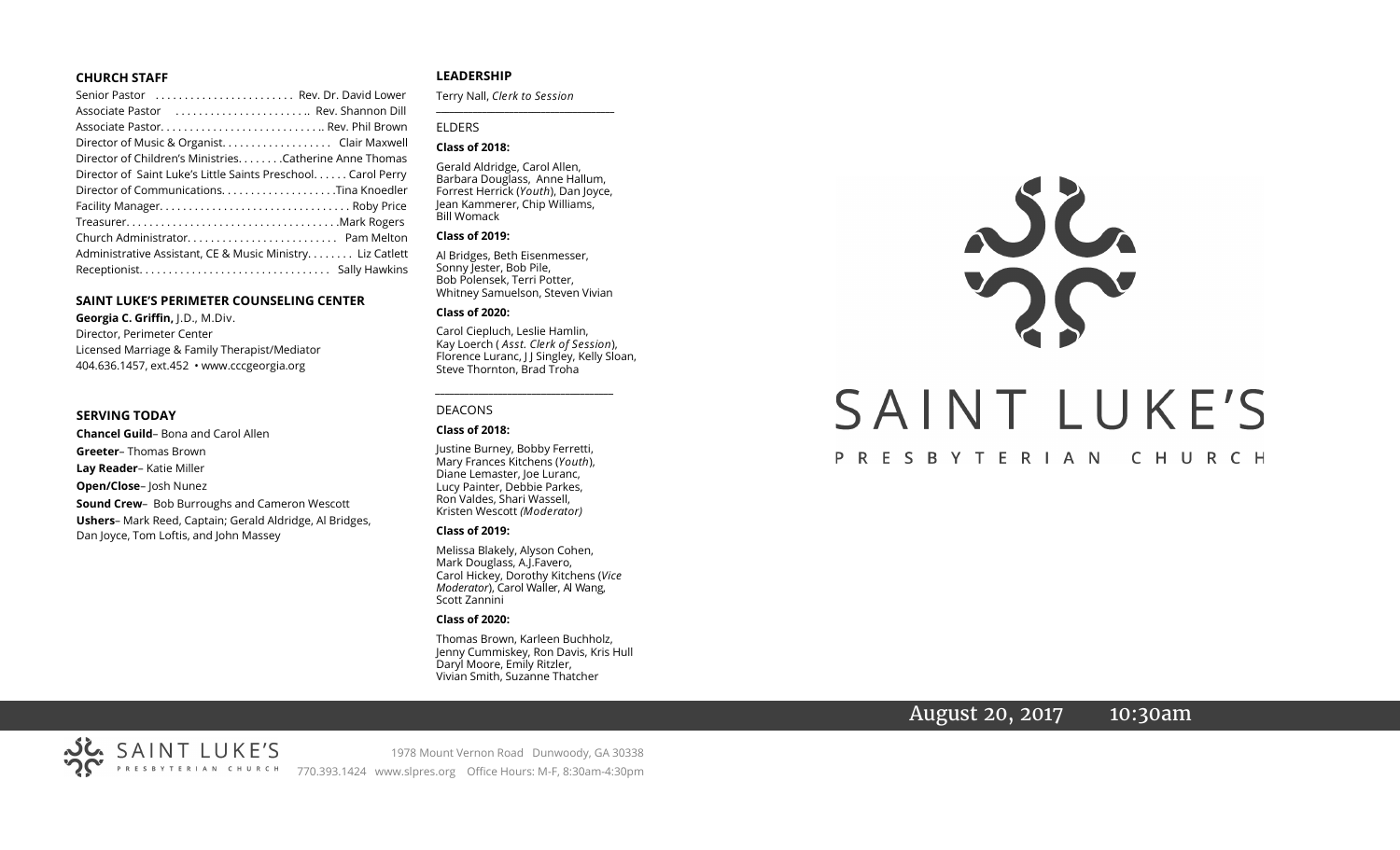## CHURCH STAFF

Senior Pastor . . . . . . . . . . . . . . . . . . . . . . . Rev. Dr. David Lower
Associate Pastor . . . . . . . . . . . . . . . . . . . . . . .. Rev. Shannon Dill
Associate Pastor. . . . . . . . . . . . . . . . . . . . . . . . . . .. Rev. Phil Brown
Director of Music & Organist. . . . . . . . . . . . . . . . . . Clair Maxwell
Director of Children's Ministries. . . . . . . .Catherine Anne Thomas
Director of Saint Luke's Little Saints Preschool. . . . . . Carol Perry
Director of Communications. . . . . . . . . . . . . . . . . . . .Tina Knoedler
Facility Manager. . . . . . . . . . . . . . . . . . . . . . . . . . . . . . . . Roby Price
Treasurer. . . . . . . . . . . . . . . . . . . . . . . . . . . . . . . . . . . .Mark Rogers
Church Administrator. . . . . . . . . . . . . . . . . . . . . . . . . Pam Melton
Administrative Assistant, CE & Music Ministry. . . . . . . Liz Catlett
Receptionist. . . . . . . . . . . . . . . . . . . . . . . . . . . . . . . . Sally Hawkins

## SAINT LUKE'S PERIMETER COUNSELING CENTER

**Georgia C. Griffin,** J.D., M.Div.
Director, Perimeter Center
Licensed Marriage & Family Therapist/Mediator
404.636.1457, ext.452 • www.cccgeorgia.org

## SERVING TODAY

**Chancel Guild**– Bona and Carol Allen
**Greeter**– Thomas Brown
**Lay Reader**– Katie Miller
**Open/Close**– Josh Nunez
**Sound Crew**– Bob Burroughs and Cameron Wescott
**Ushers**– Mark Reed, Captain; Gerald Aldridge, Al Bridges, Dan Joyce, Tom Loftis, and John Massey

## LEADERSHIP

Terry Nall, *Clerk to Session*

### ELDERS

**Class of 2018:**

Gerald Aldridge, Carol Allen, Barbara Douglass, Anne Hallum, Forrest Herrick (*Youth*), Dan Joyce, Jean Kammerer, Chip Williams, Bill Womack

**Class of 2019:**

Al Bridges, Beth Eisenmesser, Sonny Jester, Bob Pile, Bob Polensek, Terri Potter, Whitney Samuelson, Steven Vivian

**Class of 2020:**

Carol Ciepluch, Leslie Hamlin, Kay Loerch ( *Asst. Clerk of Session*), Florence Luranc, J J Singley, Kelly Sloan, Steve Thornton, Brad Troha

### DEACONS

**Class of 2018:**

Justine Burney, Bobby Ferretti, Mary Frances Kitchens (*Youth*), Diane Lemaster, Joe Luranc, Lucy Painter, Debbie Parkes, Ron Valdes, Shari Wassell, Kristen Wescott *(Moderator)*

**Class of 2019:**

Melissa Blakely, Alyson Cohen, Mark Douglass, A.J.Favero, Carol Hickey, Dorothy Kitchens (*Vice Moderator*), Carol Waller, Al Wang, Scott Zannini

**Class of 2020:**

Thomas Brown, Karleen Buchholz, Jenny Cummiskey, Ron Davis, Kris Hull Daryl Moore, Emily Ritzler, Vivian Smith, Suzanne Thatcher

# SAINT LUKE'S PRESBYTERIAN CHURCH

August 20, 2017 10:30am

SAINT LUKE'S PRESBYTERIAN CHURCH
1978 Mount Vernon Road Dunwoody, GA 30338
770.393.1424 www.slpres.org Office Hours: M-F, 8:30am-4:30pm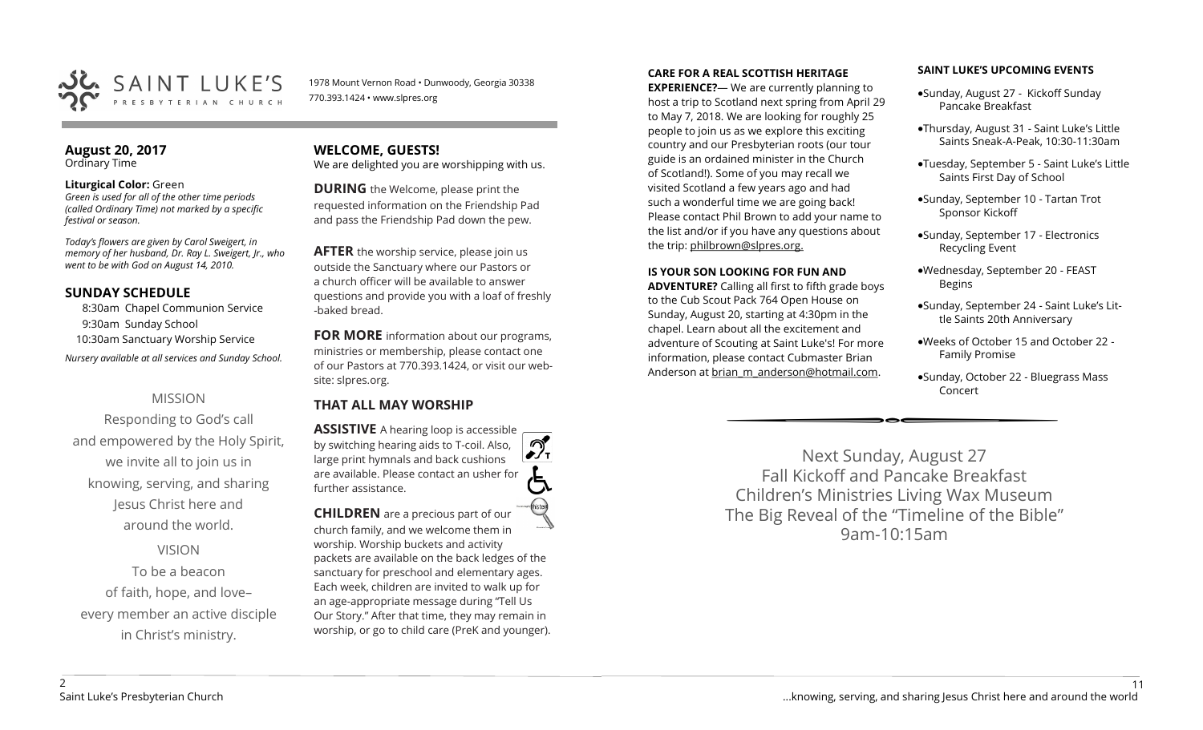SAINT LUKE'S PRESBYTERIAN CHURCH

1978 Mount Vernon Road • Dunwoody, Georgia 30338
770.393.1424 • www.slpres.org

## August 20, 2017
Ordinary Time

**Liturgical Color:** Green
*Green is used for all of the other time periods (called Ordinary Time) not marked by a specific festival or season.*

*Today's flowers are given by Carol Sweigert, in memory of her husband, Dr. Ray L. Sweigert, Jr., who went to be with God on August 14, 2010.*

## SUNDAY SCHEDULE

8:30am Chapel Communion Service
9:30am Sunday School
10:30am Sanctuary Worship Service

*Nursery available at all services and Sunday School.*

MISSION

Responding to God's call
and empowered by the Holy Spirit,
we invite all to join us in
knowing, serving, and sharing
Jesus Christ here and
around the world.

VISION

To be a beacon
of faith, hope, and love–
every member an active disciple
in Christ's ministry.

## WELCOME, GUESTS!

We are delighted you are worshipping with us.

**DURING** the Welcome, please print the requested information on the Friendship Pad and pass the Friendship Pad down the pew.

**AFTER** the worship service, please join us outside the Sanctuary where our Pastors or a church officer will be available to answer questions and provide you with a loaf of freshly-baked bread.

**FOR MORE** information about our programs, ministries or membership, please contact one of our Pastors at 770.393.1424, or visit our website: slpres.org.

## THAT ALL MAY WORSHIP

**ASSISTIVE** A hearing loop is accessible by switching hearing aids to T-coil. Also, large print hymnals and back cushions are available. Please contact an usher for further assistance.

**CHILDREN** are a precious part of our church family, and we welcome them in worship. Worship buckets and activity packets are available on the back ledges of the sanctuary for preschool and elementary ages. Each week, children are invited to walk up for an age-appropriate message during "Tell Us Our Story." After that time, they may remain in worship, or go to child care (PreK and younger).

**CARE FOR A REAL SCOTTISH HERITAGE EXPERIENCE?**— We are currently planning to host a trip to Scotland next spring from April 29 to May 7, 2018. We are looking for roughly 25 people to join us as we explore this exciting country and our Presbyterian roots (our tour guide is an ordained minister in the Church of Scotland!). Some of you may recall we visited Scotland a few years ago and had such a wonderful time we are going back! Please contact Phil Brown to add your name to the list and/or if you have any questions about the trip: philbrown@slpres.org.

**IS YOUR SON LOOKING FOR FUN AND ADVENTURE?** Calling all first to fifth grade boys to the Cub Scout Pack 764 Open House on Sunday, August 20, starting at 4:30pm in the chapel. Learn about all the excitement and adventure of Scouting at Saint Luke's! For more information, please contact Cubmaster Brian Anderson at brian_m_anderson@hotmail.com.

**SAINT LUKE'S UPCOMING EVENTS**

- Sunday, August 27 - Kickoff Sunday Pancake Breakfast
- Thursday, August 31 - Saint Luke's Little Saints Sneak-A-Peak, 10:30-11:30am
- Tuesday, September 5 - Saint Luke's Little Saints First Day of School
- Sunday, September 10 - Tartan Trot Sponsor Kickoff
- Sunday, September 17 - Electronics Recycling Event
- Wednesday, September 20 - FEAST Begins
- Sunday, September 24 - Saint Luke's Little Saints 20th Anniversary
- Weeks of October 15 and October 22 - Family Promise
- Sunday, October 22 - Bluegrass Mass Concert

Next Sunday, August 27
Fall Kickoff and Pancake Breakfast
Children's Ministries Living Wax Museum
The Big Reveal of the "Timeline of the Bible"
9am-10:15am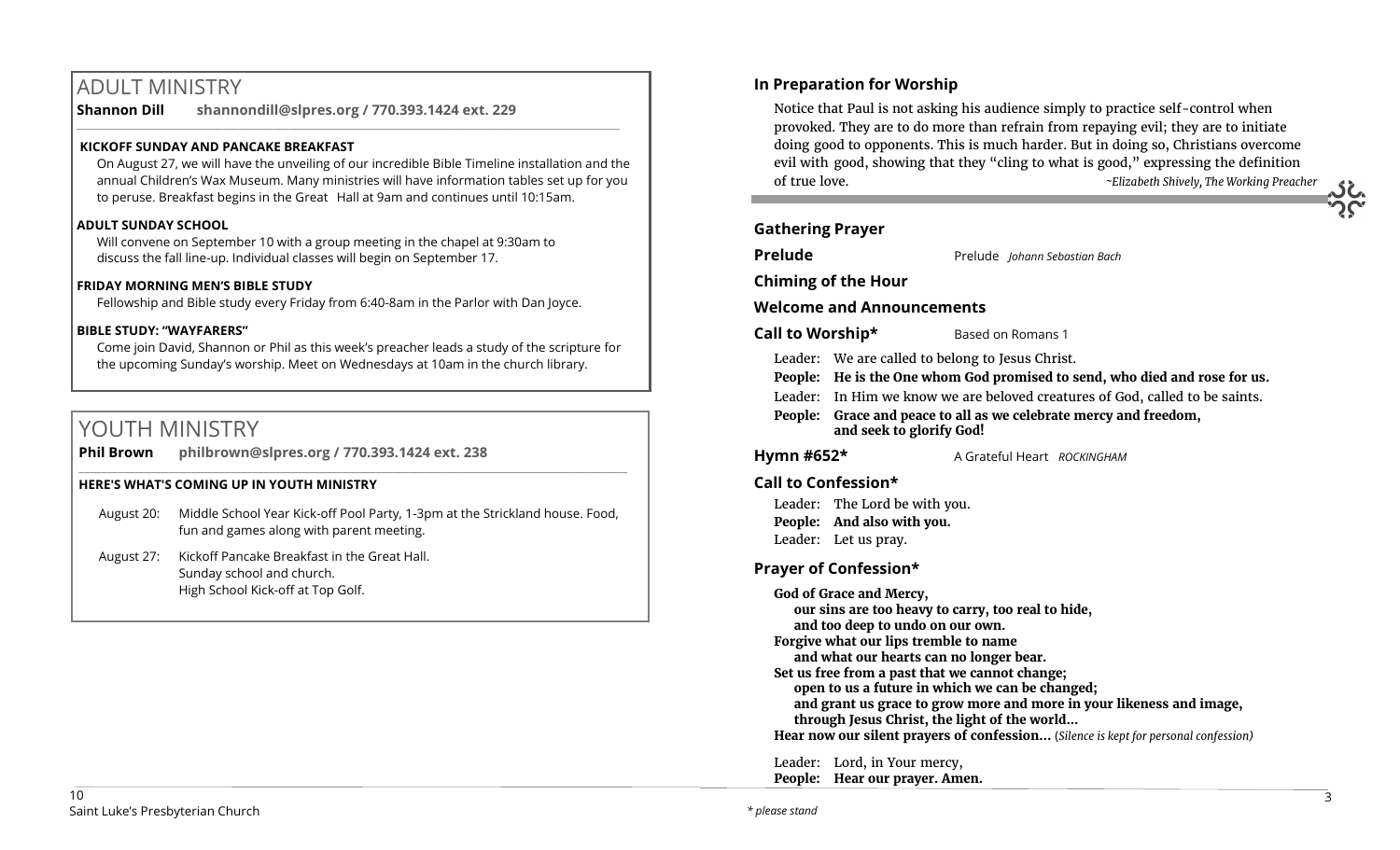# ADULT MINISTRY

**Shannon Dill** **shannondill@slpres.org / 770.393.1424 ext. 229**

**KICKOFF SUNDAY AND PANCAKE BREAKFAST**

On August 27, we will have the unveiling of our incredible Bible Timeline installation and the annual Children's Wax Museum. Many ministries will have information tables set up for you to peruse. Breakfast begins in the Great Hall at 9am and continues until 10:15am.

**ADULT SUNDAY SCHOOL**

Will convene on September 10 with a group meeting in the chapel at 9:30am to discuss the fall line-up. Individual classes will begin on September 17.

**FRIDAY MORNING MEN'S BIBLE STUDY**

Fellowship and Bible study every Friday from 6:40-8am in the Parlor with Dan Joyce.

**BIBLE STUDY: "WAYFARERS"**

Come join David, Shannon or Phil as this week's preacher leads a study of the scripture for the upcoming Sunday's worship. Meet on Wednesdays at 10am in the church library.

# YOUTH MINISTRY

**Phil Brown** **philbrown@slpres.org / 770.393.1424 ext. 238**

**HERE'S WHAT'S COMING UP IN YOUTH MINISTRY**

August 20: Middle School Year Kick-off Pool Party, 1-3pm at the Strickland house. Food, fun and games along with parent meeting.

August 27: Kickoff Pancake Breakfast in the Great Hall.
Sunday school and church.
High School Kick-off at Top Golf.

## In Preparation for Worship

Notice that Paul is not asking his audience simply to practice self-control when provoked. They are to do more than refrain from repaying evil; they are to initiate doing good to opponents. This is much harder. But in doing so, Christians overcome evil with good, showing that they "cling to what is good," expressing the definition of true love. *~Elizabeth Shively, The Working Preacher*

## Gathering Prayer

**Prelude** Prelude *Johann Sebastian Bach*

**Chiming of the Hour**

**Welcome and Announcements**

**Call to Worship*** Based on Romans 1

Leader: We are called to belong to Jesus Christ.
**People: He is the One whom God promised to send, who died and rose for us.**
Leader: In Him we know we are beloved creatures of God, called to be saints.
**People: Grace and peace to all as we celebrate mercy and freedom, and seek to glorify God!**

**Hymn #652*** A Grateful Heart *ROCKINGHAM*

**Call to Confession***

Leader: The Lord be with you.
**People: And also with you.**
Leader: Let us pray.

**Prayer of Confession***

**God of Grace and Mercy,**
**our sins are too heavy to carry, too real to hide,**
**and too deep to undo on our own.**
**Forgive what our lips tremble to name**
**and what our hearts can no longer bear.**
**Set us free from a past that we cannot change;**
**open to us a future in which we can be changed;**
**and grant us grace to grow more and more in your likeness and image,**
**through Jesus Christ, the light of the world…**
**Hear now our silent prayers of confession…** (*Silence is kept for personal confession)*

Leader: Lord, in Your mercy,
**People: Hear our prayer. Amen.**

*\* please stand*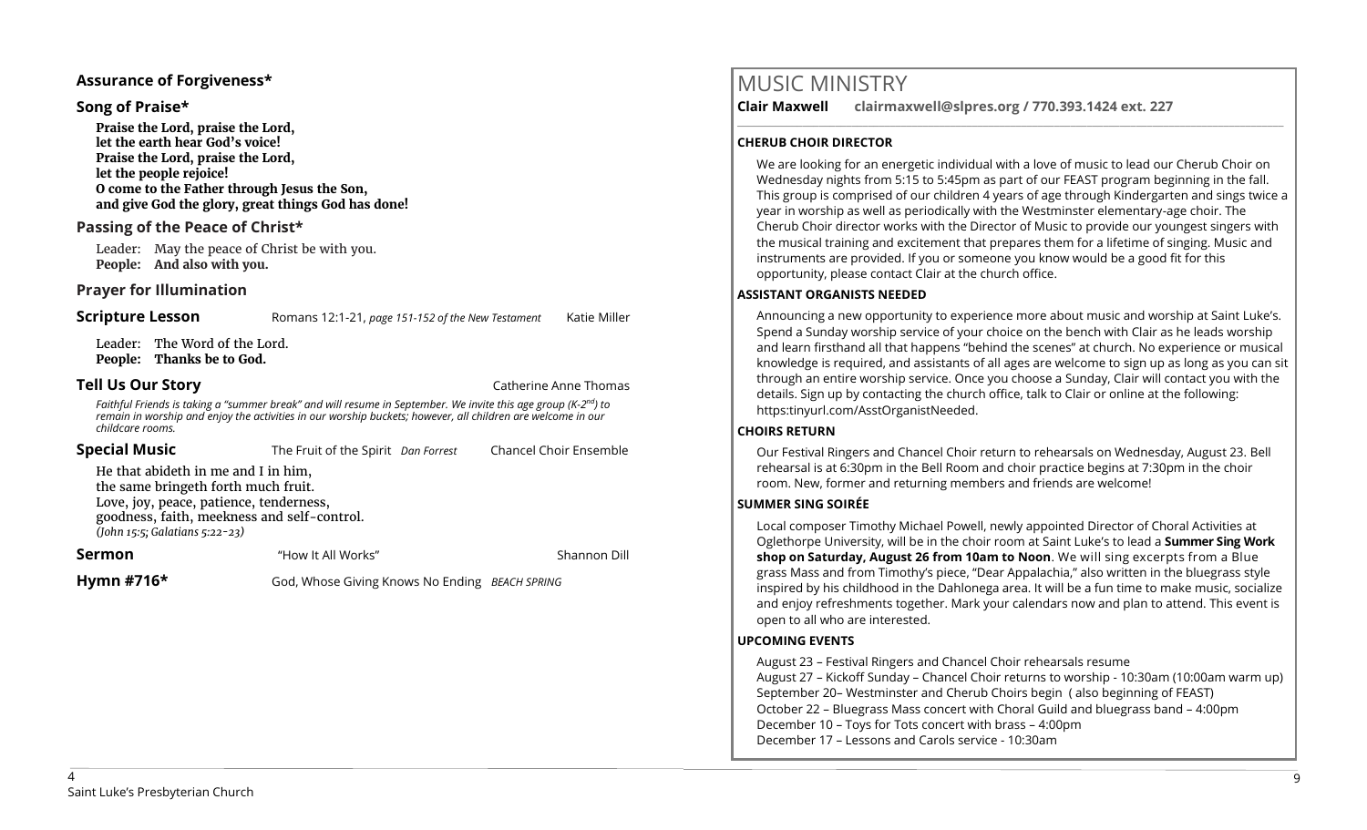### Assurance of Forgiveness*

### Song of Praise*

**Praise the Lord, praise the Lord,**
**let the earth hear God's voice!**
**Praise the Lord, praise the Lord,**
**let the people rejoice!**
**O come to the Father through Jesus the Son,**
**and give God the glory, great things God has done!**

### Passing of the Peace of Christ*

Leader: May the peace of Christ be with you.
**People: And also with you.**

### Prayer for Illumination

**Scripture Lesson** Romans 12:1-21, *page 151-152 of the New Testament* Katie Miller

Leader: The Word of the Lord.
**People: Thanks be to God.**

**Tell Us Our Story** Catherine Anne Thomas

*Faithful Friends is taking a "summer break" and will resume in September. We invite this age group (K-2nd) to remain in worship and enjoy the activities in our worship buckets; however, all children are welcome in our childcare rooms.*

**Special Music** The Fruit of the Spirit *Dan Forrest* Chancel Choir Ensemble

He that abideth in me and I in him,
the same bringeth forth much fruit.
Love, joy, peace, patience, tenderness,
goodness, faith, meekness and self-control.
*(John 15:5; Galatians 5:22-23)*

**Sermon** "How It All Works" Shannon Dill

**Hymn #716*** God, Whose Giving Knows No Ending *BEACH SPRING*

# MUSIC MINISTRY

**Clair Maxwell clairmaxwell@slpres.org / 770.393.1424 ext. 227**

#### CHERUB CHOIR DIRECTOR

We are looking for an energetic individual with a love of music to lead our Cherub Choir on Wednesday nights from 5:15 to 5:45pm as part of our FEAST program beginning in the fall. This group is comprised of our children 4 years of age through Kindergarten and sings twice a year in worship as well as periodically with the Westminster elementary-age choir. The Cherub Choir director works with the Director of Music to provide our youngest singers with the musical training and excitement that prepares them for a lifetime of singing. Music and instruments are provided. If you or someone you know would be a good fit for this opportunity, please contact Clair at the church office.

#### ASSISTANT ORGANISTS NEEDED

Announcing a new opportunity to experience more about music and worship at Saint Luke's. Spend a Sunday worship service of your choice on the bench with Clair as he leads worship and learn firsthand all that happens "behind the scenes" at church. No experience or musical knowledge is required, and assistants of all ages are welcome to sign up as long as you can sit through an entire worship service. Once you choose a Sunday, Clair will contact you with the details. Sign up by contacting the church office, talk to Clair or online at the following: https:tinyurl.com/AsstOrganistNeeded.

#### CHOIRS RETURN

Our Festival Ringers and Chancel Choir return to rehearsals on Wednesday, August 23. Bell rehearsal is at 6:30pm in the Bell Room and choir practice begins at 7:30pm in the choir room. New, former and returning members and friends are welcome!

#### SUMMER SING SOIRÉE

Local composer Timothy Michael Powell, newly appointed Director of Choral Activities at Oglethorpe University, will be in the choir room at Saint Luke's to lead a **Summer Sing Work shop on Saturday, August 26 from 10am to Noon**. We will sing excerpts from a Blue grass Mass and from Timothy's piece, "Dear Appalachia," also written in the bluegrass style inspired by his childhood in the Dahlonega area. It will be a fun time to make music, socialize and enjoy refreshments together. Mark your calendars now and plan to attend. This event is open to all who are interested.

#### UPCOMING EVENTS

August 23 – Festival Ringers and Chancel Choir rehearsals resume
August 27 – Kickoff Sunday – Chancel Choir returns to worship - 10:30am (10:00am warm up)
September 20– Westminster and Cherub Choirs begin ( also beginning of FEAST)
October 22 – Bluegrass Mass concert with Choral Guild and bluegrass band – 4:00pm
December 10 – Toys for Tots concert with brass – 4:00pm
December 17 – Lessons and Carols service - 10:30am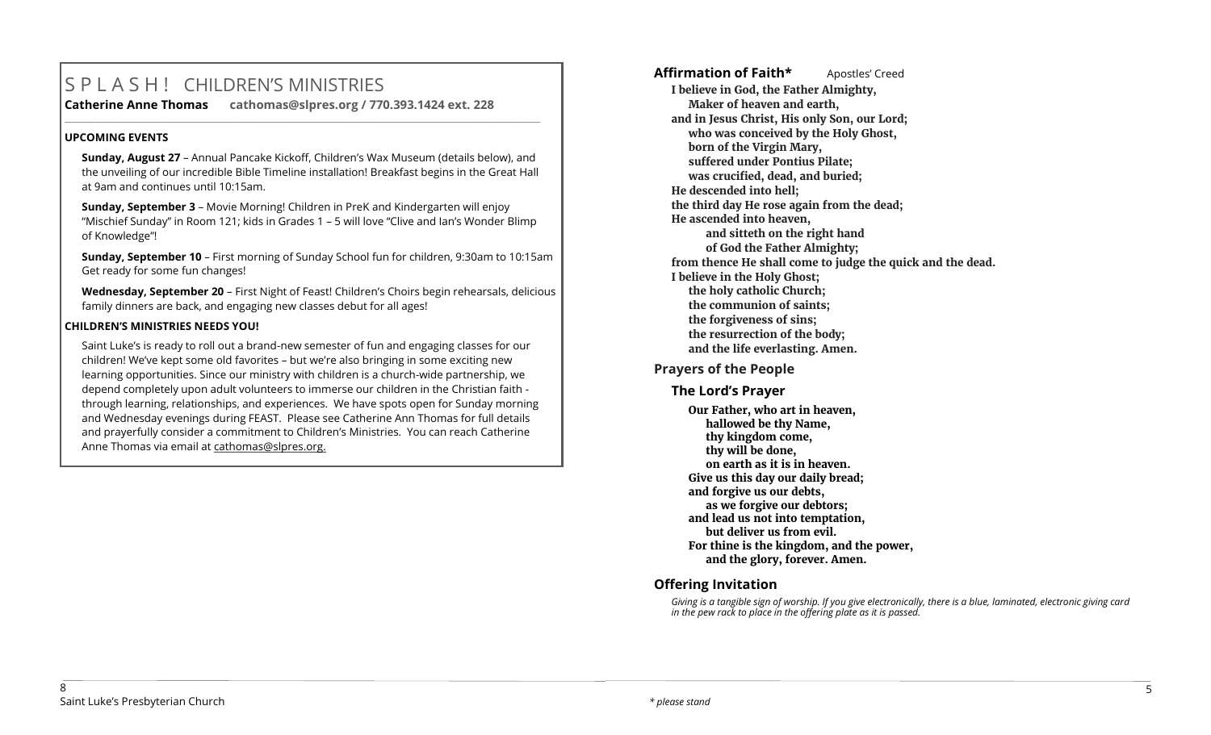# SPLASH! CHILDREN'S MINISTRIES

**Catherine Anne Thomas  cathomas@slpres.org / 770.393.1424 ext. 228**

**UPCOMING EVENTS**

**Sunday, August 27** – Annual Pancake Kickoff, Children's Wax Museum (details below), and the unveiling of our incredible Bible Timeline installation! Breakfast begins in the Great Hall at 9am and continues until 10:15am.

**Sunday, September 3** – Movie Morning! Children in PreK and Kindergarten will enjoy "Mischief Sunday" in Room 121; kids in Grades 1 – 5 will love "Clive and Ian's Wonder Blimp of Knowledge"!

**Sunday, September 10** – First morning of Sunday School fun for children, 9:30am to 10:15am Get ready for some fun changes!

**Wednesday, September 20** – First Night of Feast! Children's Choirs begin rehearsals, delicious family dinners are back, and engaging new classes debut for all ages!

**CHILDREN'S MINISTRIES NEEDS YOU!**

Saint Luke's is ready to roll out a brand-new semester of fun and engaging classes for our children! We've kept some old favorites – but we're also bringing in some exciting new learning opportunities. Since our ministry with children is a church-wide partnership, we depend completely upon adult volunteers to immerse our children in the Christian faith - through learning, relationships, and experiences. We have spots open for Sunday morning and Wednesday evenings during FEAST. Please see Catherine Ann Thomas for full details and prayerfully consider a commitment to Children's Ministries. You can reach Catherine Anne Thomas via email at cathomas@slpres.org.

## Affirmation of Faith* Apostles' Creed

**I believe in God, the Father Almighty,**
**Maker of heaven and earth,**
**and in Jesus Christ, His only Son, our Lord;**
**who was conceived by the Holy Ghost,**
**born of the Virgin Mary,**
**suffered under Pontius Pilate;**
**was crucified, dead, and buried;**
**He descended into hell;**
**the third day He rose again from the dead;**
**He ascended into heaven,**
**and sitteth on the right hand**
**of God the Father Almighty;**
**from thence He shall come to judge the quick and the dead.**
**I believe in the Holy Ghost;**
**the holy catholic Church;**
**the communion of saints;**
**the forgiveness of sins;**
**the resurrection of the body;**
**and the life everlasting. Amen.**

## Prayers of the People

### The Lord's Prayer

**Our Father, who art in heaven,**
**hallowed be thy Name,**
**thy kingdom come,**
**thy will be done,**
**on earth as it is in heaven.**
**Give us this day our daily bread;**
**and forgive us our debts,**
**as we forgive our debtors;**
**and lead us not into temptation,**
**but deliver us from evil.**
**For thine is the kingdom, and the power,**
**and the glory, forever. Amen.**

## Offering Invitation

*Giving is a tangible sign of worship. If you give electronically, there is a blue, laminated, electronic giving card in the pew rack to place in the offering plate as it is passed.*

*\* please stand*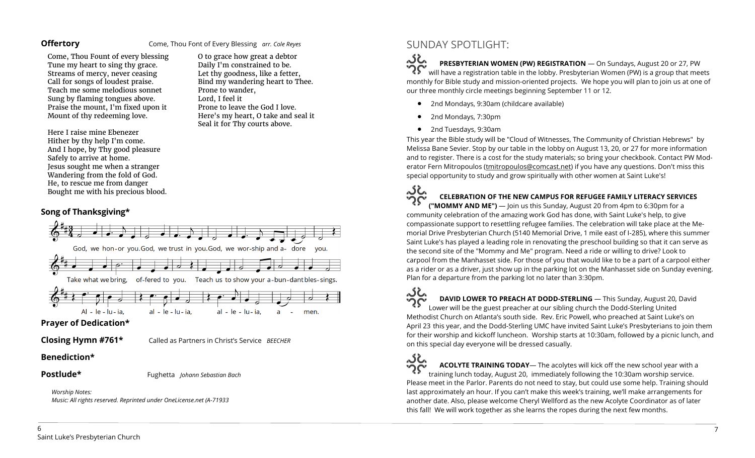**Offertory** Come, Thou Font of Every Blessing *arr. Cole Reyes*

Come, Thou Fount of every blessing
Tune my heart to sing thy grace.
Streams of mercy, never ceasing
Call for songs of loudest praise.
Teach me some melodious sonnet
Sung by flaming tongues above.
Praise the mount, I'm fixed upon it
Mount of thy redeeming love.

Here I raise mine Ebenezer
Hither by thy help I'm come.
And I hope, by Thy good pleasure
Safely to arrive at home.
Jesus sought me when a stranger
Wandering from the fold of God.
He, to rescue me from danger
Bought me with his precious blood.

O to grace how great a debtor
Daily I'm constrained to be.
Let thy goodness, like a fetter,
Bind my wandering heart to Thee.
Prone to wander,
Lord, I feel it
Prone to leave the God I love.
Here's my heart, O take and seal it
Seal it for Thy courts above.

**Song of Thanksgiving***

God, we hon-or you. God, we trust in you. God, we wor-ship and a- dore you.
Take what we bring, of-fered to you. Teach us to show your a-bun-dant bles-sings.
Al - le - lu - ia, al - le - lu - ia, al - le - lu - ia, a - men.

**Prayer of Dedication***

**Closing Hymn #761*** Called as Partners in Christ's Service *BEECHER*

**Benediction***

**Postlude*** Fughetta *Johann Sebastian Bach*

*Worship Notes:*
*Music: All rights reserved. Reprinted under OneLicense.net (A-71933*

## SUNDAY SPOTLIGHT:

**PRESBYTERIAN WOMEN (PW) REGISTRATION** — On Sundays, August 20 or 27, PW will have a registration table in the lobby. Presbyterian Women (PW) is a group that meets monthly for Bible study and mission-oriented projects. We hope you will plan to join us at one of our three monthly circle meetings beginning September 11 or 12.

- 2nd Mondays, 9:30am (childcare available)
- 2nd Mondays, 7:30pm
- 2nd Tuesdays, 9:30am

This year the Bible study will be "Cloud of Witnesses, The Community of Christian Hebrews" by Melissa Bane Sevier. Stop by our table in the lobby on August 13, 20, or 27 for more information and to register. There is a cost for the study materials; so bring your checkbook. Contact PW Moderator Fern Mitropoulos (tmitropoulos@comcast.net) if you have any questions. Don't miss this special opportunity to study and grow spiritually with other women at Saint Luke's!

**CELEBRATION OF THE NEW CAMPUS FOR REFUGEE FAMILY LITERACY SERVICES ("MOMMY AND ME")** — Join us this Sunday, August 20 from 4pm to 6:30pm for a community celebration of the amazing work God has done, with Saint Luke's help, to give compassionate support to resettling refugee families. The celebration will take place at the Memorial Drive Presbyterian Church (5140 Memorial Drive, 1 mile east of I-285), where this summer Saint Luke's has played a leading role in renovating the preschool building so that it can serve as the second site of the "Mommy and Me" program. Need a ride or willing to drive? Look to carpool from the Manhasset side. For those of you that would like to be a part of a carpool either as a rider or as a driver, just show up in the parking lot on the Manhasset side on Sunday evening. Plan for a departure from the parking lot no later than 3:30pm.

**DAVID LOWER TO PREACH AT DODD-STERLING** — This Sunday, August 20, David Lower will be the guest preacher at our sibling church the Dodd-Sterling United Methodist Church on Atlanta's south side. Rev. Eric Powell, who preached at Saint Luke's on April 23 this year, and the Dodd-Sterling UMC have invited Saint Luke's Presbyterians to join them for their worship and kickoff luncheon. Worship starts at 10:30am, followed by a picnic lunch, and on this special day everyone will be dressed casually.

**ACOLYTE TRAINING TODAY**— The acolytes will kick off the new school year with a training lunch today, August 20, immediately following the 10:30am worship service. Please meet in the Parlor. Parents do not need to stay, but could use some help. Training should last approximately an hour. If you can't make this week's training, we'll make arrangements for another date. Also, please welcome Cheryl Wellford as the new Acolyte Coordinator as of later this fall! We will work together as she learns the ropes during the next few months.